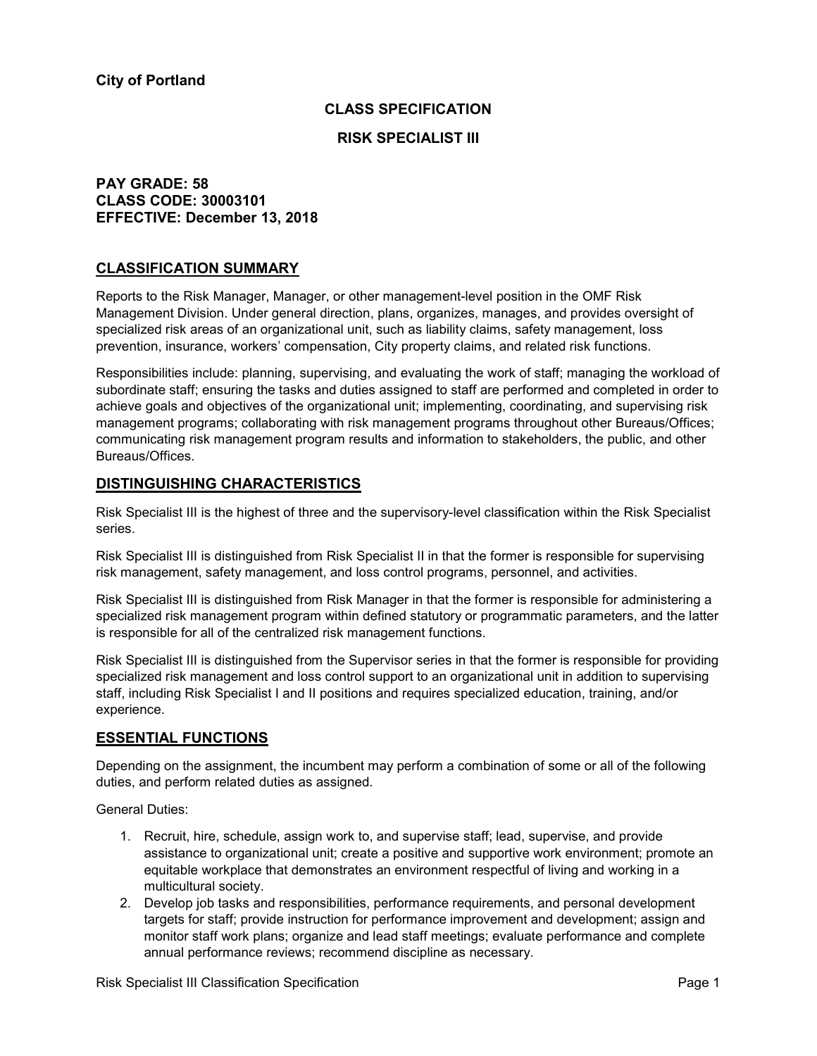**City of Portland**

# CLASS SPECIFICATION

# RISK SPECIALIST III

**PAY GRADE: 58**
**CLASS CODE: 30003101**
**EFFECTIVE: December 13, 2018**

## CLASSIFICATION SUMMARY

Reports to the Risk Manager, Manager, or other management-level position in the OMF Risk Management Division. Under general direction, plans, organizes, manages, and provides oversight of specialized risk areas of an organizational unit, such as liability claims, safety management, loss prevention, insurance, workers' compensation, City property claims, and related risk functions.

Responsibilities include: planning, supervising, and evaluating the work of staff; managing the workload of subordinate staff; ensuring the tasks and duties assigned to staff are performed and completed in order to achieve goals and objectives of the organizational unit; implementing, coordinating, and supervising risk management programs; collaborating with risk management programs throughout other Bureaus/Offices; communicating risk management program results and information to stakeholders, the public, and other Bureaus/Offices.

## DISTINGUISHING CHARACTERISTICS

Risk Specialist III is the highest of three and the supervisory-level classification within the Risk Specialist series.

Risk Specialist III is distinguished from Risk Specialist II in that the former is responsible for supervising risk management, safety management, and loss control programs, personnel, and activities.

Risk Specialist III is distinguished from Risk Manager in that the former is responsible for administering a specialized risk management program within defined statutory or programmatic parameters, and the latter is responsible for all of the centralized risk management functions.

Risk Specialist III is distinguished from the Supervisor series in that the former is responsible for providing specialized risk management and loss control support to an organizational unit in addition to supervising staff, including Risk Specialist I and II positions and requires specialized education, training, and/or experience.

## ESSENTIAL FUNCTIONS

Depending on the assignment, the incumbent may perform a combination of some or all of the following duties, and perform related duties as assigned.

General Duties:

1. Recruit, hire, schedule, assign work to, and supervise staff; lead, supervise, and provide assistance to organizational unit; create a positive and supportive work environment; promote an equitable workplace that demonstrates an environment respectful of living and working in a multicultural society.
2. Develop job tasks and responsibilities, performance requirements, and personal development targets for staff; provide instruction for performance improvement and development; assign and monitor staff work plans; organize and lead staff meetings; evaluate performance and complete annual performance reviews; recommend discipline as necessary.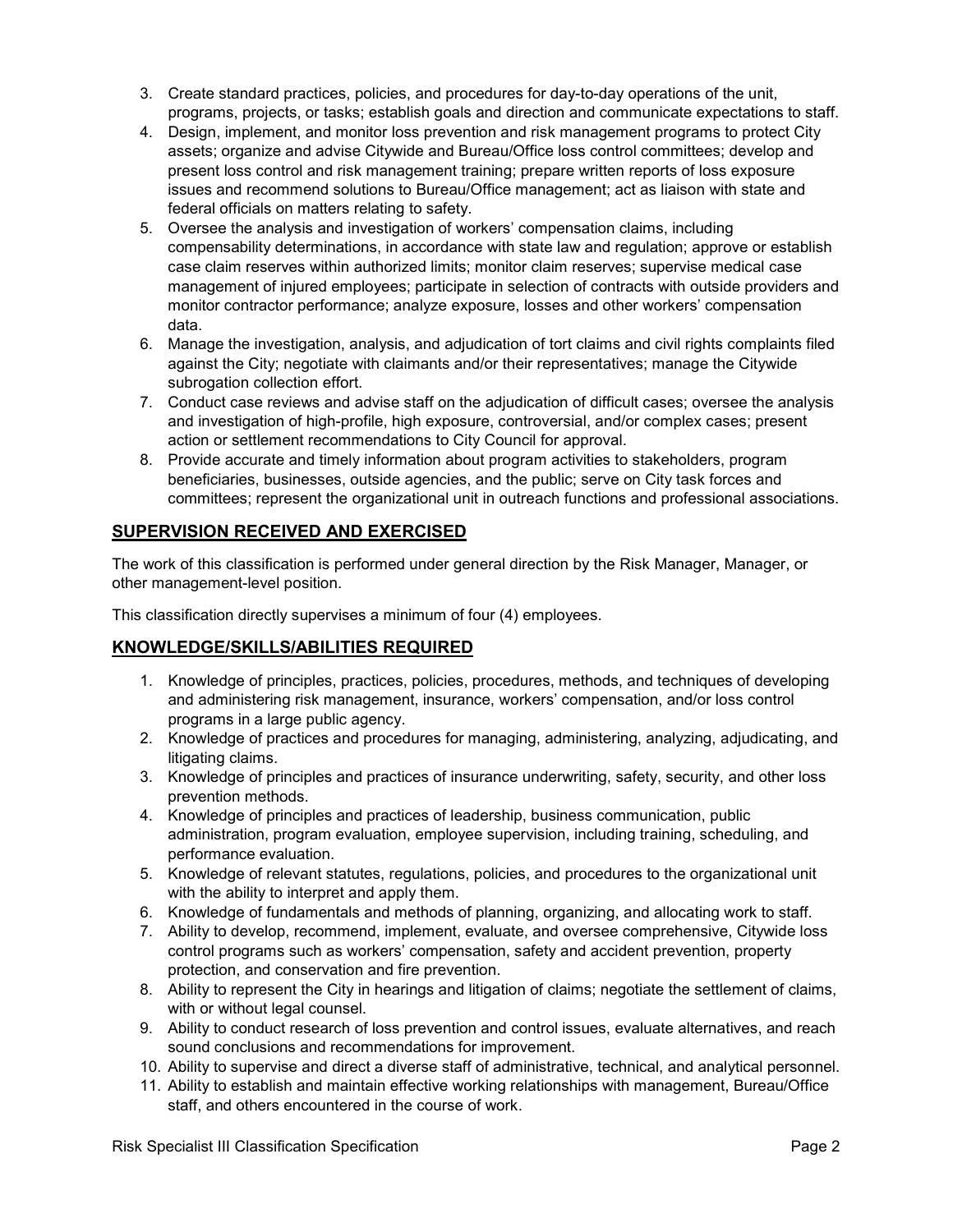3. Create standard practices, policies, and procedures for day-to-day operations of the unit, programs, projects, or tasks; establish goals and direction and communicate expectations to staff.
4. Design, implement, and monitor loss prevention and risk management programs to protect City assets; organize and advise Citywide and Bureau/Office loss control committees; develop and present loss control and risk management training; prepare written reports of loss exposure issues and recommend solutions to Bureau/Office management; act as liaison with state and federal officials on matters relating to safety.
5. Oversee the analysis and investigation of workers' compensation claims, including compensability determinations, in accordance with state law and regulation; approve or establish case claim reserves within authorized limits; monitor claim reserves; supervise medical case management of injured employees; participate in selection of contracts with outside providers and monitor contractor performance; analyze exposure, losses and other workers' compensation data.
6. Manage the investigation, analysis, and adjudication of tort claims and civil rights complaints filed against the City; negotiate with claimants and/or their representatives; manage the Citywide subrogation collection effort.
7. Conduct case reviews and advise staff on the adjudication of difficult cases; oversee the analysis and investigation of high-profile, high exposure, controversial, and/or complex cases; present action or settlement recommendations to City Council for approval.
8. Provide accurate and timely information about program activities to stakeholders, program beneficiaries, businesses, outside agencies, and the public; serve on City task forces and committees; represent the organizational unit in outreach functions and professional associations.

## SUPERVISION RECEIVED AND EXERCISED

The work of this classification is performed under general direction by the Risk Manager, Manager, or other management-level position.

This classification directly supervises a minimum of four (4) employees.

## KNOWLEDGE/SKILLS/ABILITIES REQUIRED

1. Knowledge of principles, practices, policies, procedures, methods, and techniques of developing and administering risk management, insurance, workers' compensation, and/or loss control programs in a large public agency.
2. Knowledge of practices and procedures for managing, administering, analyzing, adjudicating, and litigating claims.
3. Knowledge of principles and practices of insurance underwriting, safety, security, and other loss prevention methods.
4. Knowledge of principles and practices of leadership, business communication, public administration, program evaluation, employee supervision, including training, scheduling, and performance evaluation.
5. Knowledge of relevant statutes, regulations, policies, and procedures to the organizational unit with the ability to interpret and apply them.
6. Knowledge of fundamentals and methods of planning, organizing, and allocating work to staff.
7. Ability to develop, recommend, implement, evaluate, and oversee comprehensive, Citywide loss control programs such as workers' compensation, safety and accident prevention, property protection, and conservation and fire prevention.
8. Ability to represent the City in hearings and litigation of claims; negotiate the settlement of claims, with or without legal counsel.
9. Ability to conduct research of loss prevention and control issues, evaluate alternatives, and reach sound conclusions and recommendations for improvement.
10. Ability to supervise and direct a diverse staff of administrative, technical, and analytical personnel.
11. Ability to establish and maintain effective working relationships with management, Bureau/Office staff, and others encountered in the course of work.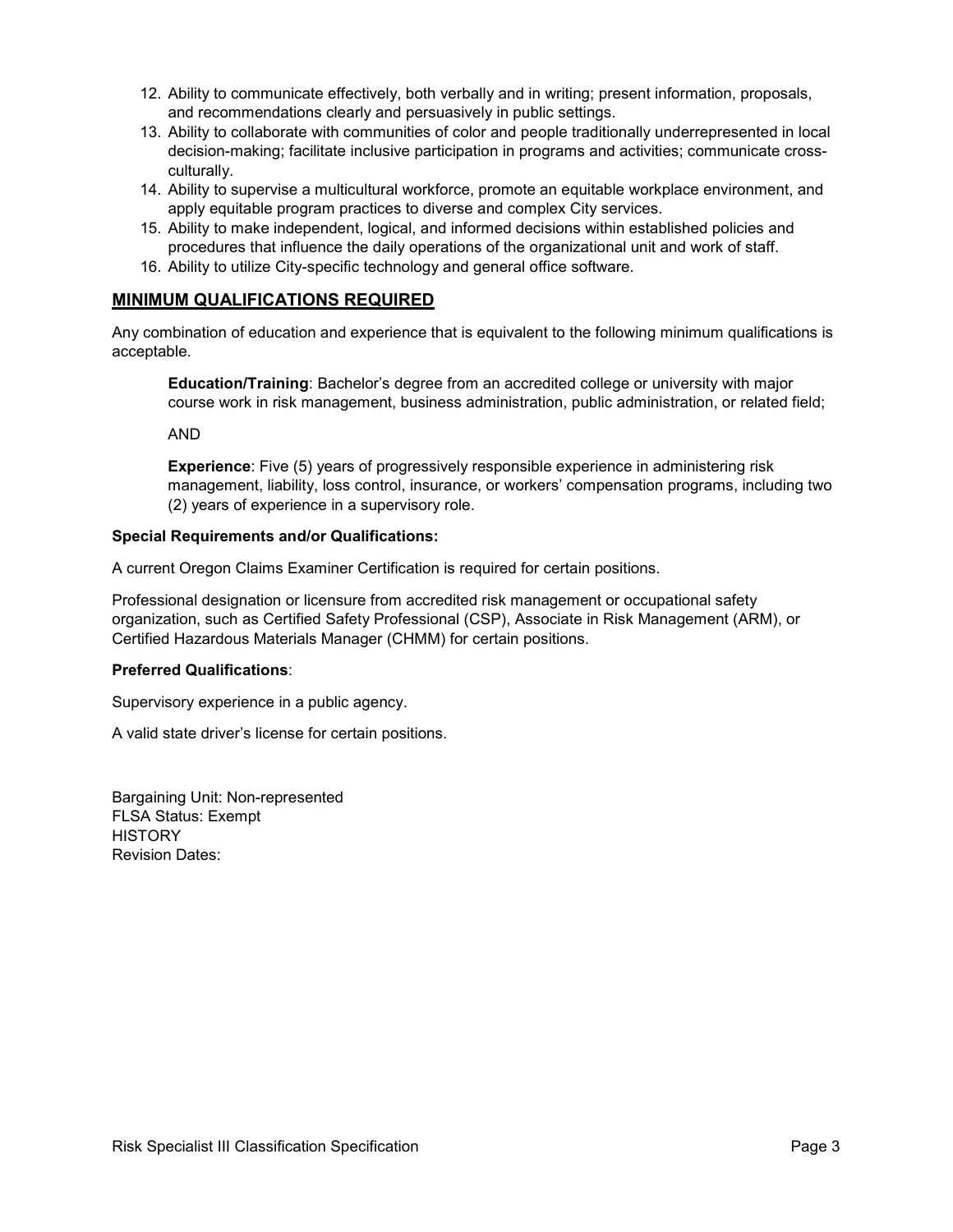12. Ability to communicate effectively, both verbally and in writing; present information, proposals, and recommendations clearly and persuasively in public settings.
13. Ability to collaborate with communities of color and people traditionally underrepresented in local decision-making; facilitate inclusive participation in programs and activities; communicate cross-culturally.
14. Ability to supervise a multicultural workforce, promote an equitable workplace environment, and apply equitable program practices to diverse and complex City services.
15. Ability to make independent, logical, and informed decisions within established policies and procedures that influence the daily operations of the organizational unit and work of staff.
16. Ability to utilize City-specific technology and general office software.

## MINIMUM QUALIFICATIONS REQUIRED

Any combination of education and experience that is equivalent to the following minimum qualifications is acceptable.

> **Education/Training**: Bachelor's degree from an accredited college or university with major course work in risk management, business administration, public administration, or related field;
>
> AND
>
> **Experience**: Five (5) years of progressively responsible experience in administering risk management, liability, loss control, insurance, or workers' compensation programs, including two (2) years of experience in a supervisory role.

**Special Requirements and/or Qualifications:**

A current Oregon Claims Examiner Certification is required for certain positions.

Professional designation or licensure from accredited risk management or occupational safety organization, such as Certified Safety Professional (CSP), Associate in Risk Management (ARM), or Certified Hazardous Materials Manager (CHMM) for certain positions.

**Preferred Qualifications**:

Supervisory experience in a public agency.

A valid state driver's license for certain positions.

Bargaining Unit: Non-represented
FLSA Status: Exempt
HISTORY
Revision Dates: